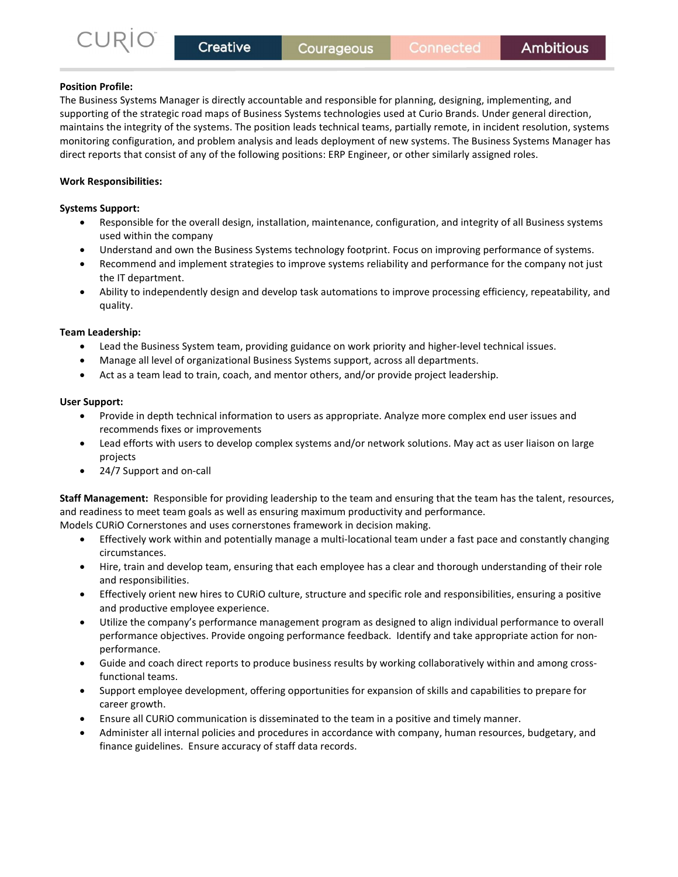**Position Profile:**
The Business Systems Manager is directly accountable and responsible for planning, designing, implementing, and supporting of the strategic road maps of Business Systems technologies used at Curio Brands. Under general direction, maintains the integrity of the systems. The position leads technical teams, partially remote, in incident resolution, systems monitoring configuration, and problem analysis and leads deployment of new systems. The Business Systems Manager has direct reports that consist of any of the following positions: ERP Engineer, or other similarly assigned roles.

**Work Responsibilities:**

**Systems Support:**

- Responsible for the overall design, installation, maintenance, configuration, and integrity of all Business systems used within the company
- Understand and own the Business Systems technology footprint. Focus on improving performance of systems.
- Recommend and implement strategies to improve systems reliability and performance for the company not just the IT department.
- Ability to independently design and develop task automations to improve processing efficiency, repeatability, and quality.

**Team Leadership:**

- Lead the Business System team, providing guidance on work priority and higher-level technical issues.
- Manage all level of organizational Business Systems support, across all departments.
- Act as a team lead to train, coach, and mentor others, and/or provide project leadership.

**User Support:**

- Provide in depth technical information to users as appropriate. Analyze more complex end user issues and recommends fixes or improvements
- Lead efforts with users to develop complex systems and/or network solutions. May act as user liaison on large projects
- 24/7 Support and on-call

**Staff Management:** Responsible for providing leadership to the team and ensuring that the team has the talent, resources, and readiness to meet team goals as well as ensuring maximum productivity and performance.
Models CURiO Cornerstones and uses cornerstones framework in decision making.

- Effectively work within and potentially manage a multi-locational team under a fast pace and constantly changing circumstances.
- Hire, train and develop team, ensuring that each employee has a clear and thorough understanding of their role and responsibilities.
- Effectively orient new hires to CURiO culture, structure and specific role and responsibilities, ensuring a positive and productive employee experience.
- Utilize the company's performance management program as designed to align individual performance to overall performance objectives. Provide ongoing performance feedback. Identify and take appropriate action for non-performance.
- Guide and coach direct reports to produce business results by working collaboratively within and among cross-functional teams.
- Support employee development, offering opportunities for expansion of skills and capabilities to prepare for career growth.
- Ensure all CURiO communication is disseminated to the team in a positive and timely manner.
- Administer all internal policies and procedures in accordance with company, human resources, budgetary, and finance guidelines. Ensure accuracy of staff data records.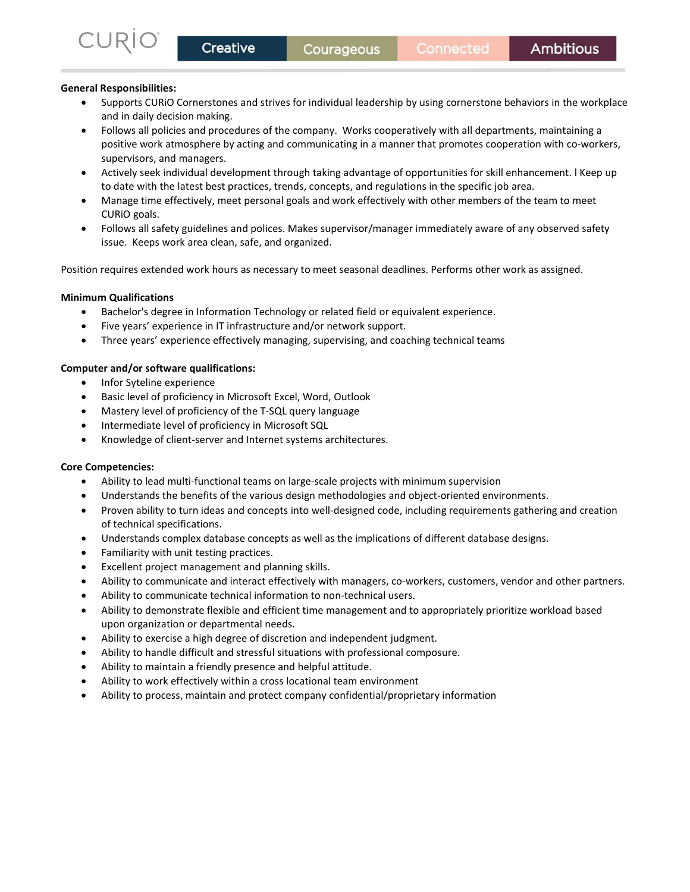**General Responsibilities:**

- Supports CURiO Cornerstones and strives for individual leadership by using cornerstone behaviors in the workplace and in daily decision making.
- Follows all policies and procedures of the company. Works cooperatively with all departments, maintaining a positive work atmosphere by acting and communicating in a manner that promotes cooperation with co-workers, supervisors, and managers.
- Actively seek individual development through taking advantage of opportunities for skill enhancement. l Keep up to date with the latest best practices, trends, concepts, and regulations in the specific job area.
- Manage time effectively, meet personal goals and work effectively with other members of the team to meet CURiO goals.
- Follows all safety guidelines and polices. Makes supervisor/manager immediately aware of any observed safety issue. Keeps work area clean, safe, and organized.

Position requires extended work hours as necessary to meet seasonal deadlines. Performs other work as assigned.

**Minimum Qualifications**

- Bachelor's degree in Information Technology or related field or equivalent experience.
- Five years' experience in IT infrastructure and/or network support.
- Three years' experience effectively managing, supervising, and coaching technical teams

**Computer and/or software qualifications:**

- Infor Syteline experience
- Basic level of proficiency in Microsoft Excel, Word, Outlook
- Mastery level of proficiency of the T-SQL query language
- Intermediate level of proficiency in Microsoft SQL
- Knowledge of client-server and Internet systems architectures.

**Core Competencies:**

- Ability to lead multi-functional teams on large-scale projects with minimum supervision
- Understands the benefits of the various design methodologies and object-oriented environments.
- Proven ability to turn ideas and concepts into well-designed code, including requirements gathering and creation of technical specifications.
- Understands complex database concepts as well as the implications of different database designs.
- Familiarity with unit testing practices.
- Excellent project management and planning skills.
- Ability to communicate and interact effectively with managers, co-workers, customers, vendor and other partners.
- Ability to communicate technical information to non-technical users.
- Ability to demonstrate flexible and efficient time management and to appropriately prioritize workload based upon organization or departmental needs.
- Ability to exercise a high degree of discretion and independent judgment.
- Ability to handle difficult and stressful situations with professional composure.
- Ability to maintain a friendly presence and helpful attitude.
- Ability to work effectively within a cross locational team environment
- Ability to process, maintain and protect company confidential/proprietary information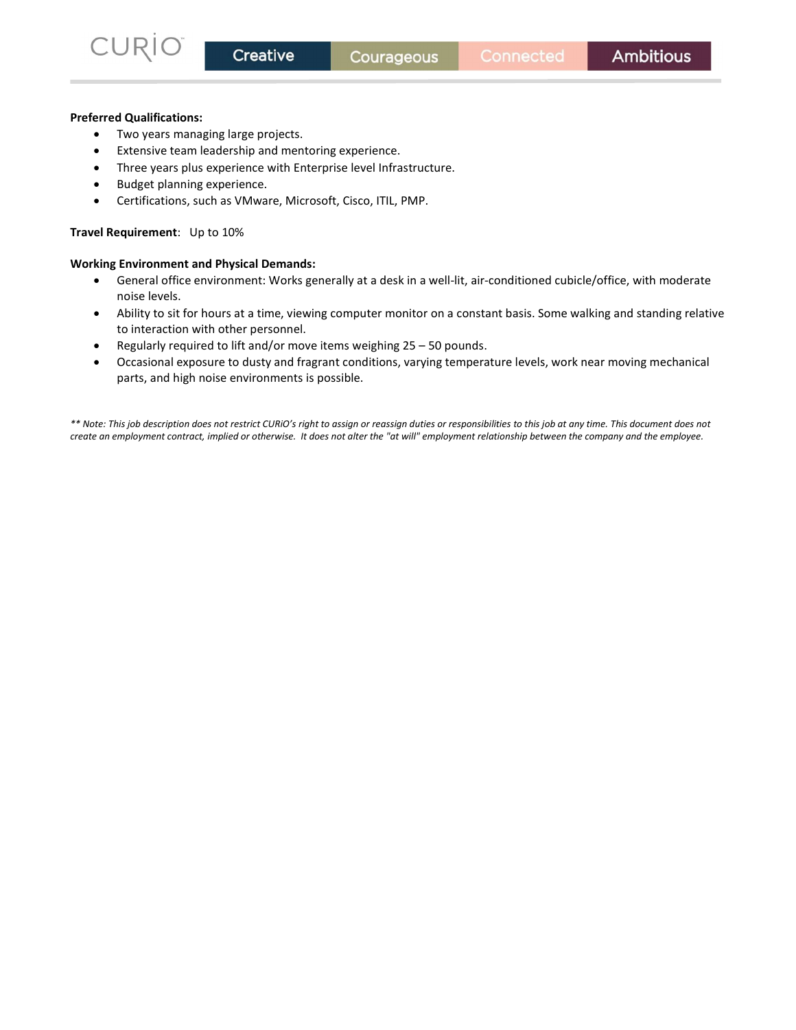**Preferred Qualifications:**

- Two years managing large projects.
- Extensive team leadership and mentoring experience.
- Three years plus experience with Enterprise level Infrastructure.
- Budget planning experience.
- Certifications, such as VMware, Microsoft, Cisco, ITIL, PMP.

**Travel Requirement**: Up to 10%

**Working Environment and Physical Demands:**

- General office environment: Works generally at a desk in a well-lit, air-conditioned cubicle/office, with moderate noise levels.
- Ability to sit for hours at a time, viewing computer monitor on a constant basis. Some walking and standing relative to interaction with other personnel.
- Regularly required to lift and/or move items weighing 25 – 50 pounds.
- Occasional exposure to dusty and fragrant conditions, varying temperature levels, work near moving mechanical parts, and high noise environments is possible.

*** Note: This job description does not restrict CURiO's right to assign or reassign duties or responsibilities to this job at any time. This document does not create an employment contract, implied or otherwise. It does not alter the "at will" employment relationship between the company and the employee.*